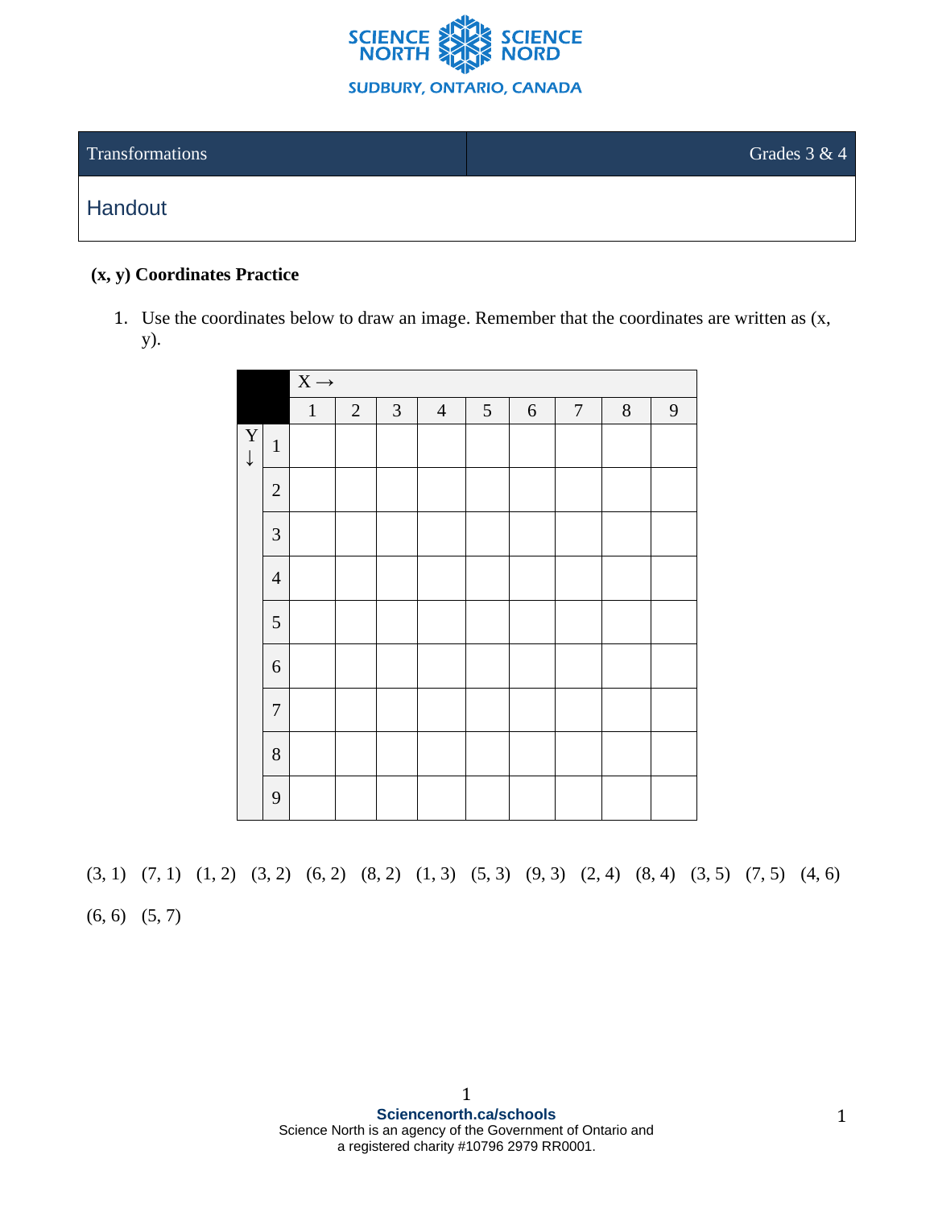| Transformations | Grades 3 & 4 |
|---|---|
| Handout | |

**(x, y) Coordinates Practice**

1. Use the coordinates below to draw an image. Remember that the coordinates are written as (x, y).

| | X → | | | | | | | | |
|---|---|---|---|---|---|---|---|---|---|
| | 1 | 2 | 3 | 4 | 5 | 6 | 7 | 8 | 9 |
| Y ↓ 1 | | | | | | | | | |
| 2 | | | | | | | | | |
| 3 | | | | | | | | | |
| 4 | | | | | | | | | |
| 5 | | | | | | | | | |
| 6 | | | | | | | | | |
| 7 | | | | | | | | | |
| 8 | | | | | | | | | |
| 9 | | | | | | | | | |

(3, 1) (7, 1) (1, 2) (3, 2) (6, 2) (8, 2) (1, 3) (5, 3) (9, 3) (2, 4) (8, 4) (3, 5) (7, 5) (4, 6) (6, 6) (5, 7)

**Sciencenorth.ca/schools**
Science North is an agency of the Government of Ontario and a registered charity #10796 2979 RR0001.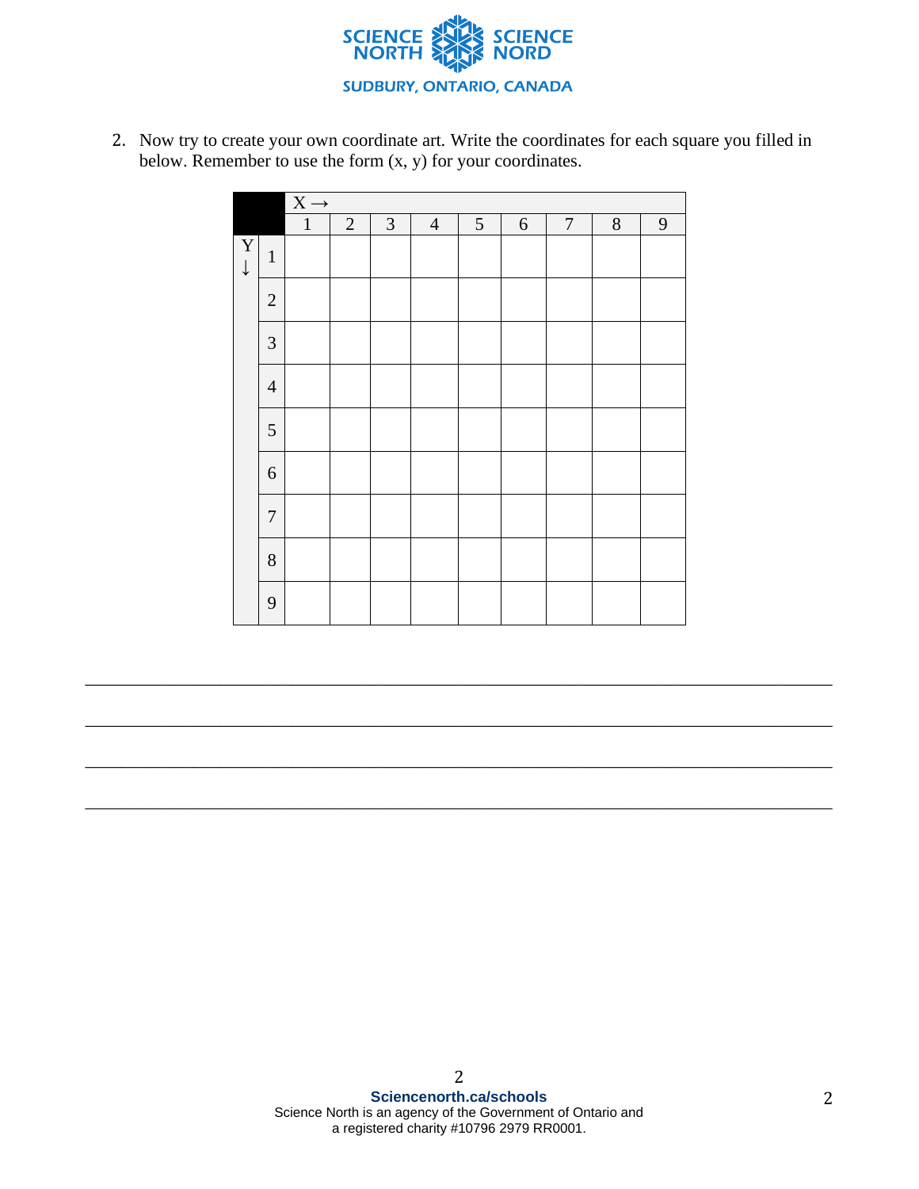2. Now try to create your own coordinate art. Write the coordinates for each square you filled in below. Remember to use the form (x, y) for your coordinates.

| | | X → | | | | | | | | |
|---|---|---|---|---|---|---|---|---|---|---|
| | | 1 | 2 | 3 | 4 | 5 | 6 | 7 | 8 | 9 |
| Y ↓ | 1 | | | | | | | | | |
| | 2 | | | | | | | | | |
| | 3 | | | | | | | | | |
| | 4 | | | | | | | | | |
| | 5 | | | | | | | | | |
| | 6 | | | | | | | | | |
| | 7 | | | | | | | | | |
| | 8 | | | | | | | | | |
| | 9 | | | | | | | | | |

___________________________________________________________________________

___________________________________________________________________________

___________________________________________________________________________

___________________________________________________________________________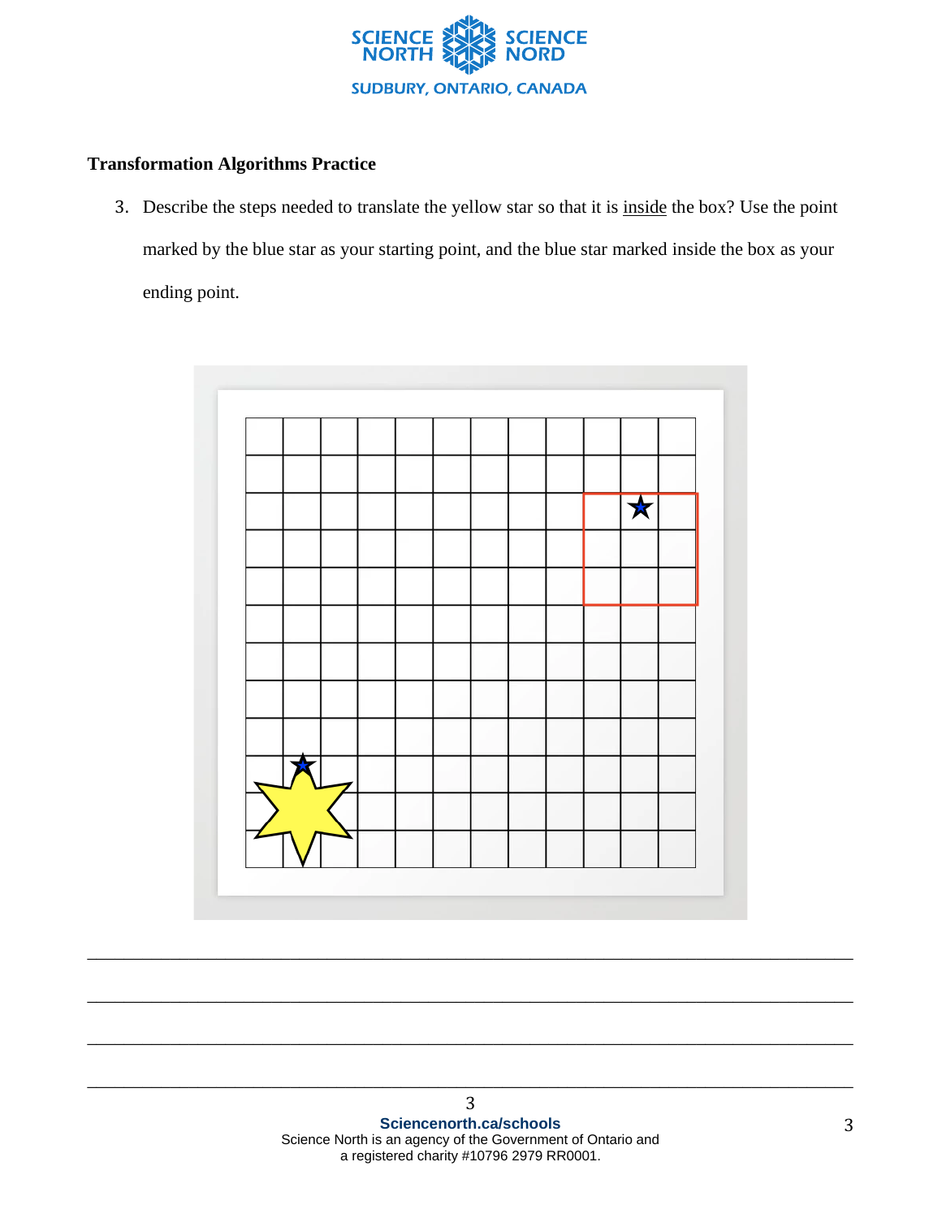**Transformation Algorithms Practice**

3. Describe the steps needed to translate the yellow star so that it is inside the box? Use the point marked by the blue star as your starting point, and the blue star marked inside the box as your ending point.

\_\_\_\_\_\_\_\_\_\_\_\_\_\_\_\_\_\_\_\_\_\_\_\_\_\_\_\_\_\_\_\_\_\_\_\_\_\_\_\_\_\_\_\_\_\_\_\_\_\_\_\_\_\_\_\_\_\_\_\_\_\_\_\_\_\_\_\_\_\_\_\_

\_\_\_\_\_\_\_\_\_\_\_\_\_\_\_\_\_\_\_\_\_\_\_\_\_\_\_\_\_\_\_\_\_\_\_\_\_\_\_\_\_\_\_\_\_\_\_\_\_\_\_\_\_\_\_\_\_\_\_\_\_\_\_\_\_\_\_\_\_\_\_\_

\_\_\_\_\_\_\_\_\_\_\_\_\_\_\_\_\_\_\_\_\_\_\_\_\_\_\_\_\_\_\_\_\_\_\_\_\_\_\_\_\_\_\_\_\_\_\_\_\_\_\_\_\_\_\_\_\_\_\_\_\_\_\_\_\_\_\_\_\_\_\_\_

\_\_\_\_\_\_\_\_\_\_\_\_\_\_\_\_\_\_\_\_\_\_\_\_\_\_\_\_\_\_\_\_\_\_\_\_\_\_\_\_\_\_\_\_\_\_\_\_\_\_\_\_\_\_\_\_\_\_\_\_\_\_\_\_\_\_\_\_\_\_\_\_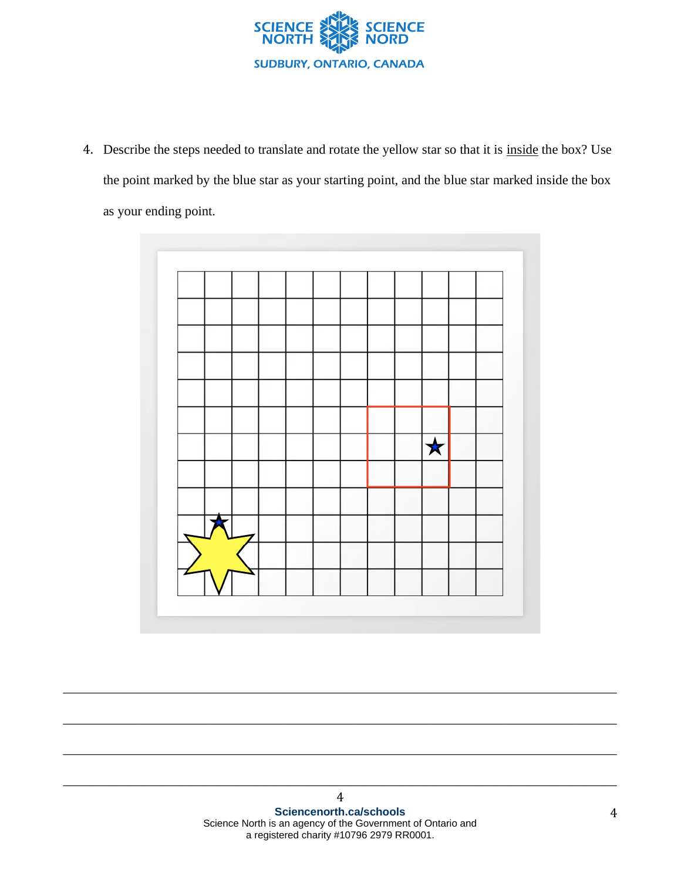4. Describe the steps needed to translate and rotate the yellow star so that it is <u>inside</u> the box? Use the point marked by the blue star as your starting point, and the blue star marked inside the box as your ending point.

\_\_\_\_\_\_\_\_\_\_\_\_\_\_\_\_\_\_\_\_\_\_\_\_\_\_\_\_\_\_\_\_\_\_\_\_\_\_\_\_\_\_\_\_\_\_\_\_\_\_\_\_\_\_\_\_\_\_\_\_\_\_\_\_\_\_\_\_\_\_\_\_\_\_\_\_\_\_

\_\_\_\_\_\_\_\_\_\_\_\_\_\_\_\_\_\_\_\_\_\_\_\_\_\_\_\_\_\_\_\_\_\_\_\_\_\_\_\_\_\_\_\_\_\_\_\_\_\_\_\_\_\_\_\_\_\_\_\_\_\_\_\_\_\_\_\_\_\_\_\_\_\_\_\_\_\_

\_\_\_\_\_\_\_\_\_\_\_\_\_\_\_\_\_\_\_\_\_\_\_\_\_\_\_\_\_\_\_\_\_\_\_\_\_\_\_\_\_\_\_\_\_\_\_\_\_\_\_\_\_\_\_\_\_\_\_\_\_\_\_\_\_\_\_\_\_\_\_\_\_\_\_\_\_\_

\_\_\_\_\_\_\_\_\_\_\_\_\_\_\_\_\_\_\_\_\_\_\_\_\_\_\_\_\_\_\_\_\_\_\_\_\_\_\_\_\_\_\_\_\_\_\_\_\_\_\_\_\_\_\_\_\_\_\_\_\_\_\_\_\_\_\_\_\_\_\_\_\_\_\_\_\_\_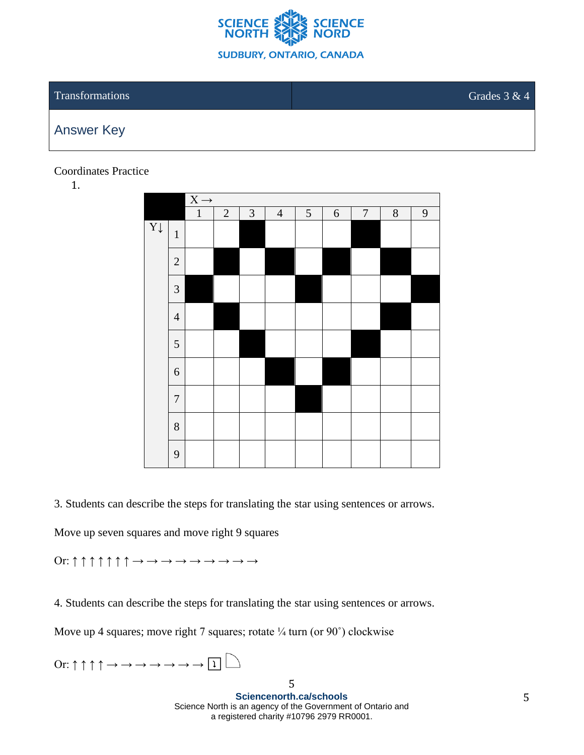## Answer Key

Coordinates Practice

1.

| | | X → | | | | | | | | |
|---|---|---|---|---|---|---|---|---|---|---|
| | | 1 | 2 | 3 | 4 | 5 | 6 | 7 | 8 | 9 |
| Y↓ | 1 | | | ■ | | | | ■ | | |
| | 2 | | ■ | | ■ | | ■ | | ■ | |
| | 3 | ■ | | | | ■ | | | | ■ |
| | 4 | | ■ | | | | | | ■ | |
| | 5 | | | ■ | | | | ■ | | |
| | 6 | | | | ■ | | ■ | | | |
| | 7 | | | | | ■ | | | | |
| | 8 | | | | | | | | | |
| | 9 | | | | | | | | | |

3. Students can describe the steps for translating the star using sentences or arrows.

Move up seven squares and move right 9 squares

Or: ↑↑↑↑↑↑↑→→→→→→→→→

4. Students can describe the steps for translating the star using sentences or arrows.

Move up 4 squares; move right 7 squares; rotate ¼ turn (or 90˚) clockwise

Or: ↑↑↑↑→→→→→→→ [↴] ◝